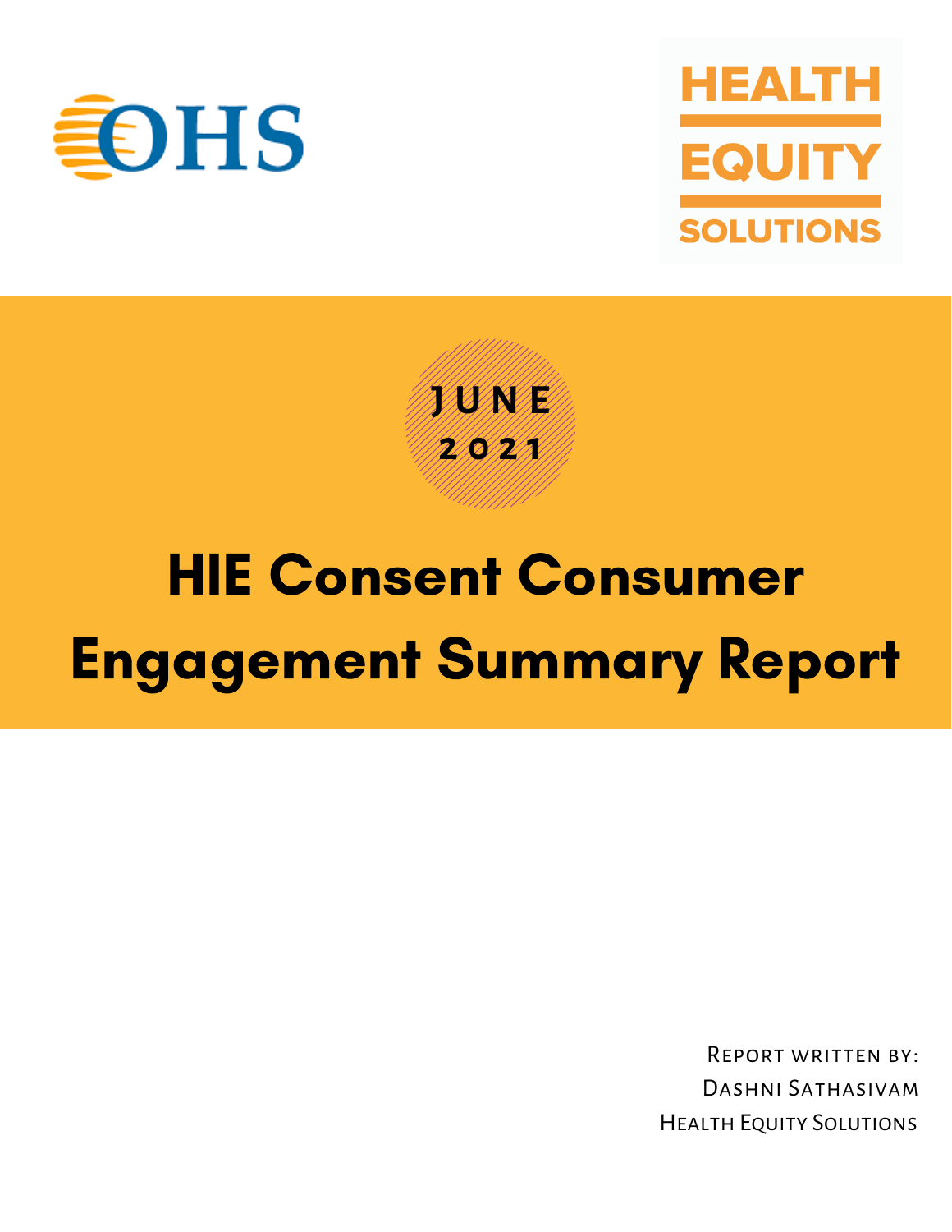OHS

HEALTH EQUITY SOLUTIONS

JUNE 2021

# HIE Consent Consumer Engagement Summary Report

Report written by:
Dashni Sathasivam
Health Equity Solutions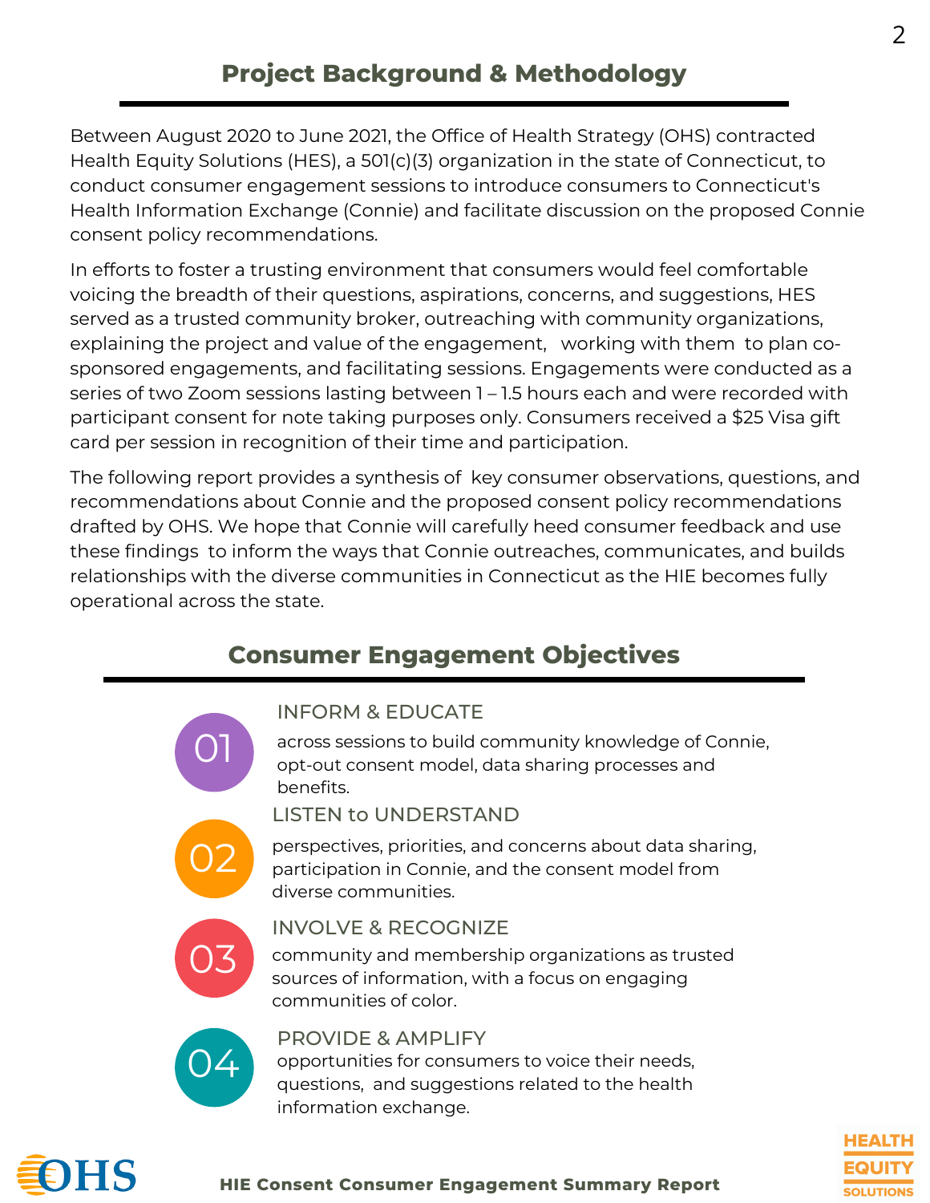## Project Background & Methodology

Between August 2020 to June 2021, the Office of Health Strategy (OHS) contracted Health Equity Solutions (HES), a 501(c)(3) organization in the state of Connecticut, to conduct consumer engagement sessions to introduce consumers to Connecticut's Health Information Exchange (Connie) and facilitate discussion on the proposed Connie consent policy recommendations.

In efforts to foster a trusting environment that consumers would feel comfortable voicing the breadth of their questions, aspirations, concerns, and suggestions, HES served as a trusted community broker, outreaching with community organizations, explaining the project and value of the engagement, working with them to plan co-sponsored engagements, and facilitating sessions. Engagements were conducted as a series of two Zoom sessions lasting between 1 – 1.5 hours each and were recorded with participant consent for note taking purposes only. Consumers received a $25 Visa gift card per session in recognition of their time and participation.

The following report provides a synthesis of key consumer observations, questions, and recommendations about Connie and the proposed consent policy recommendations drafted by OHS. We hope that Connie will carefully heed consumer feedback and use these findings to inform the ways that Connie outreaches, communicates, and builds relationships with the diverse communities in Connecticut as the HIE becomes fully operational across the state.

## Consumer Engagement Objectives

**01 INFORM & EDUCATE**
across sessions to build community knowledge of Connie, opt-out consent model, data sharing processes and benefits.

**02 LISTEN to UNDERSTAND**
perspectives, priorities, and concerns about data sharing, participation in Connie, and the consent model from diverse communities.

**03 INVOLVE & RECOGNIZE**
community and membership organizations as trusted sources of information, with a focus on engaging communities of color.

**04 PROVIDE & AMPLIFY**
opportunities for consumers to voice their needs, questions, and suggestions related to the health information exchange.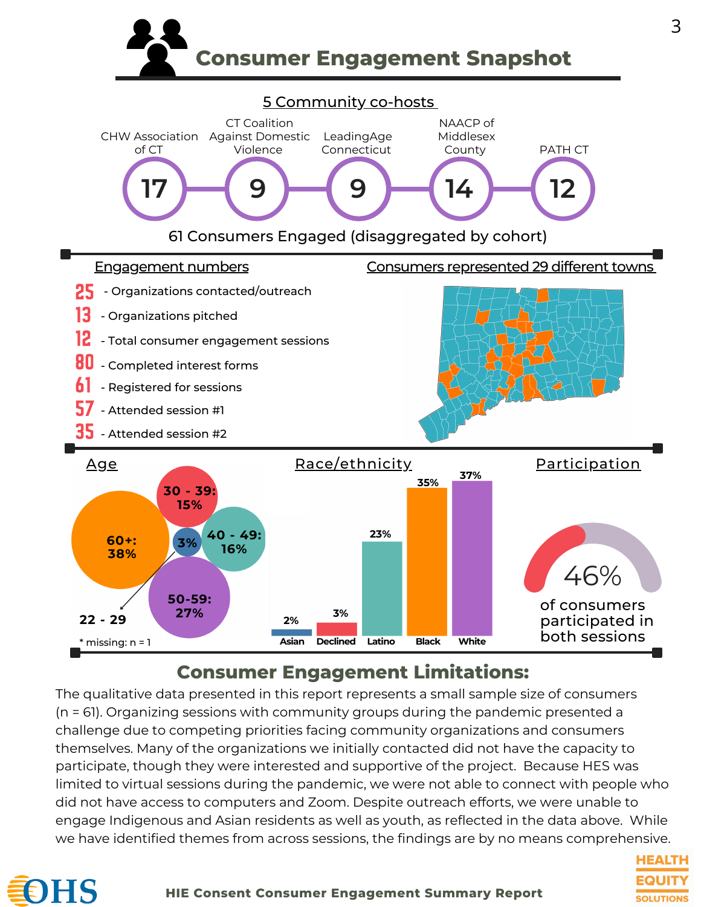# Consumer Engagement Snapshot

## 5 Community co-hosts

| CHW Association of CT | CT Coalition Against Domestic Violence | LeadingAge Connecticut | NAACP of Middlesex County | PATH CT |
|---|---|---|---|---|
| 17 | 9 | 9 | 14 | 12 |

61 Consumers Engaged (disaggregated by cohort)

### Engagement numbers

- **25** - Organizations contacted/outreach
- **13** - Organizations pitched
- **12** - Total consumer engagement sessions
- **80** - Completed interest forms
- **61** - Registered for sessions
- **57** - Attended session #1
- **35** - Attended session #2

### Consumers represented 29 different towns

### Age

- 60+: 38%
- 30 - 39: 15%
- 40 - 49: 16%
- 50-59: 27%
- 22 - 29: 3%

\* missing: n = 1

### Race/ethnicity

| Asian | Declined | Latino | Black | White |
|---|---|---|---|---|
| 2% | 3% | 23% | 35% | 37% |

### Participation

46% of consumers participated in both sessions

## Consumer Engagement Limitations:

The qualitative data presented in this report represents a small sample size of consumers (n = 61). Organizing sessions with community groups during the pandemic presented a challenge due to competing priorities facing community organizations and consumers themselves. Many of the organizations we initially contacted did not have the capacity to participate, though they were interested and supportive of the project. Because HES was limited to virtual sessions during the pandemic, we were not able to connect with people who did not have access to computers and Zoom. Despite outreach efforts, we were unable to engage Indigenous and Asian residents as well as youth, as reflected in the data above. While we have identified themes from across sessions, the findings are by no means comprehensive.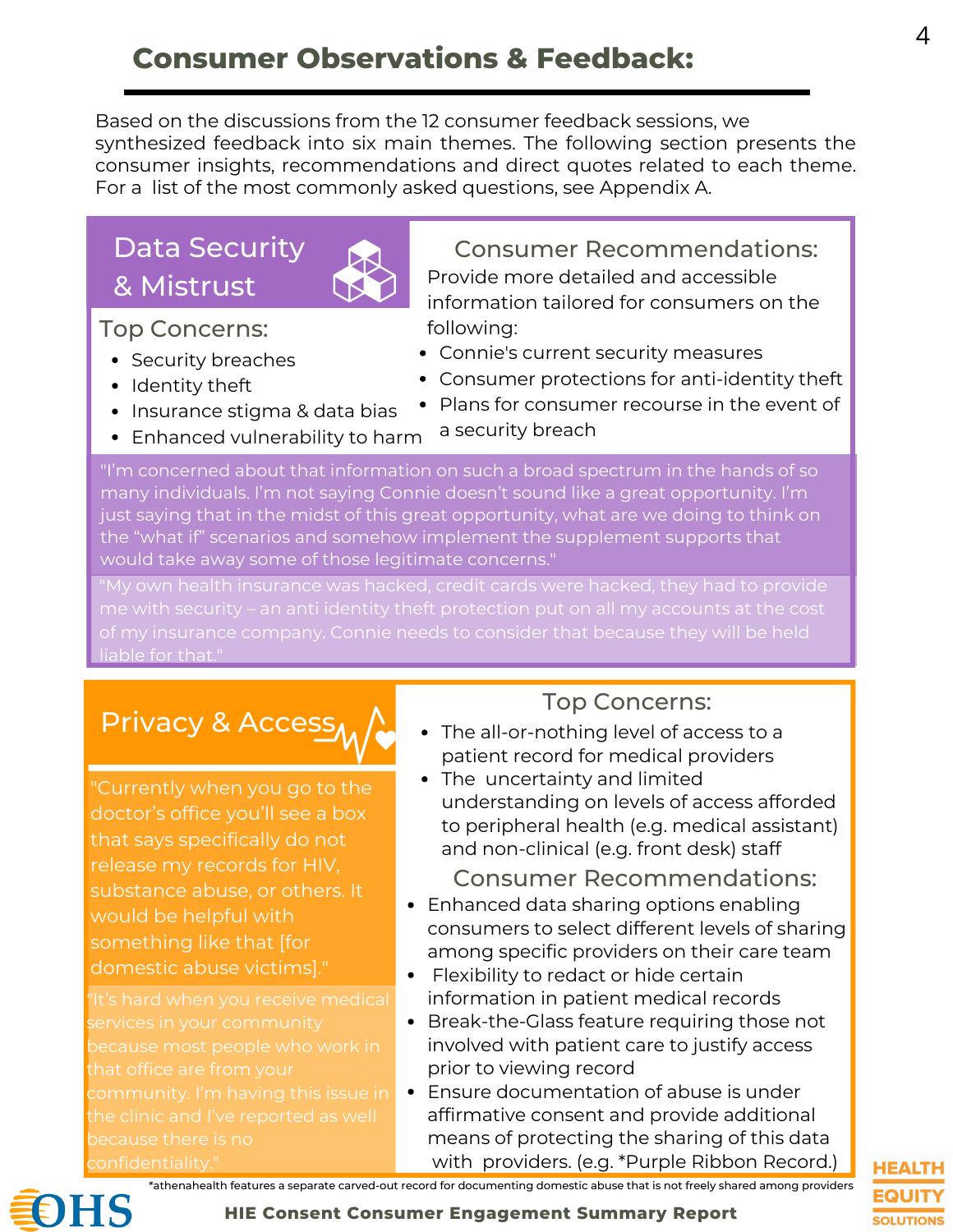# Consumer Observations & Feedback:

Based on the discussions from the 12 consumer feedback sessions, we synthesized feedback into six main themes. The following section presents the consumer insights, recommendations and direct quotes related to each theme. For a list of the most commonly asked questions, see Appendix A.

## Data Security & Mistrust

### Top Concerns:

- Security breaches
- Identity theft
- Insurance stigma & data bias
- Enhanced vulnerability to harm

### Consumer Recommendations:

Provide more detailed and accessible information tailored for consumers on the following:

- Connie's current security measures
- Consumer protections for anti-identity theft
- Plans for consumer recourse in the event of a security breach

"I'm concerned about that information on such a broad spectrum in the hands of so many individuals. I'm not saying Connie doesn't sound like a great opportunity. I'm just saying that in the midst of this great opportunity, what are we doing to think on the "what if" scenarios and somehow implement the supplement supports that would take away some of those legitimate concerns."

"My own health insurance was hacked, credit cards were hacked, they had to provide me with security – an anti identity theft protection put on all my accounts at the cost of my insurance company. Connie needs to consider that because they will be held liable for that."

## Privacy & Access

"Currently when you go to the doctor's office you'll see a box that says specifically do not release my records for HIV, substance abuse, or others. It would be helpful with something like that [for domestic abuse victims]."

"It's hard when you receive medical services in your community because most people who work in that office are from your community. I'm having this issue in the clinic and I've reported as well because there is no confidentiality."

### Top Concerns:

- The all-or-nothing level of access to a patient record for medical providers
- The uncertainty and limited understanding on levels of access afforded to peripheral health (e.g. medical assistant) and non-clinical (e.g. front desk) staff

### Consumer Recommendations:

- Enhanced data sharing options enabling consumers to select different levels of sharing among specific providers on their care team
- Flexibility to redact or hide certain information in patient medical records
- Break-the-Glass feature requiring those not involved with patient care to justify access prior to viewing record
- Ensure documentation of abuse is under affirmative consent and provide additional means of protecting the sharing of this data with providers. (e.g. *Purple Ribbon Record.)

*athenahealth features a separate carved-out record for documenting domestic abuse that is not freely shared among providers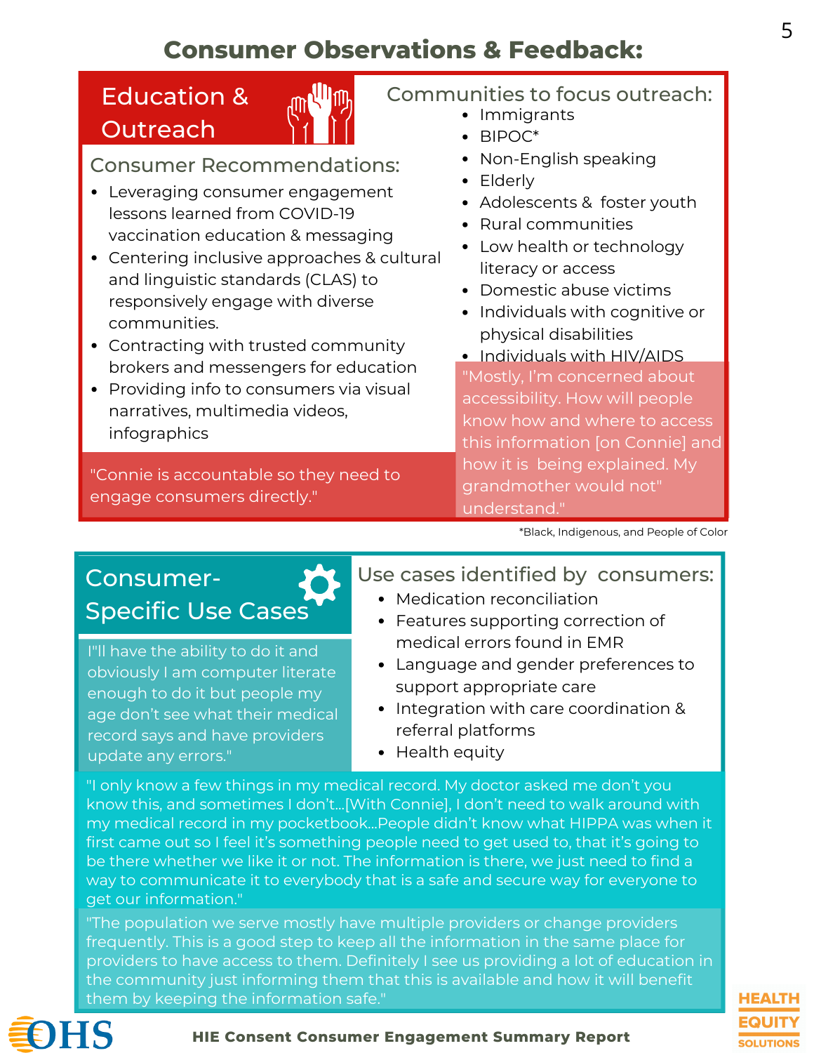# Consumer Observations & Feedback:

## Education & Outreach

### Consumer Recommendations:

- Leveraging consumer engagement lessons learned from COVID-19 vaccination education & messaging
- Centering inclusive approaches & cultural and linguistic standards (CLAS) to responsively engage with diverse communities.
- Contracting with trusted community brokers and messengers for education
- Providing info to consumers via visual narratives, multimedia videos, infographics

"Connie is accountable so they need to engage consumers directly."

### Communities to focus outreach:

- Immigrants
- BIPOC*
- Non-English speaking
- Elderly
- Adolescents & foster youth
- Rural communities
- Low health or technology literacy or access
- Domestic abuse victims
- Individuals with cognitive or physical disabilities
- Individuals with HIV/AIDS

"Mostly, I'm concerned about accessibility. How will people know how and where to access this information [on Connie] and how it is being explained. My grandmother would not" understand."

*Black, Indigenous, and People of Color

## Consumer-Specific Use Cases

I"ll have the ability to do it and obviously I am computer literate enough to do it but people my age don't see what their medical record says and have providers update any errors."

### Use cases identified by consumers:

- Medication reconciliation
- Features supporting correction of medical errors found in EMR
- Language and gender preferences to support appropriate care
- Integration with care coordination & referral platforms
- Health equity

"I only know a few things in my medical record. My doctor asked me don't you know this, and sometimes I don't...[With Connie], I don't need to walk around with my medical record in my pocketbook...People didn't know what HIPPA was when it first came out so I feel it's something people need to get used to, that it's going to be there whether we like it or not. The information is there, we just need to find a way to communicate it to everybody that is a safe and secure way for everyone to get our information."

"The population we serve mostly have multiple providers or change providers frequently. This is a good step to keep all the information in the same place for providers to have access to them. Definitely I see us providing a lot of education in the community just informing them that this is available and how it will benefit them by keeping the information safe."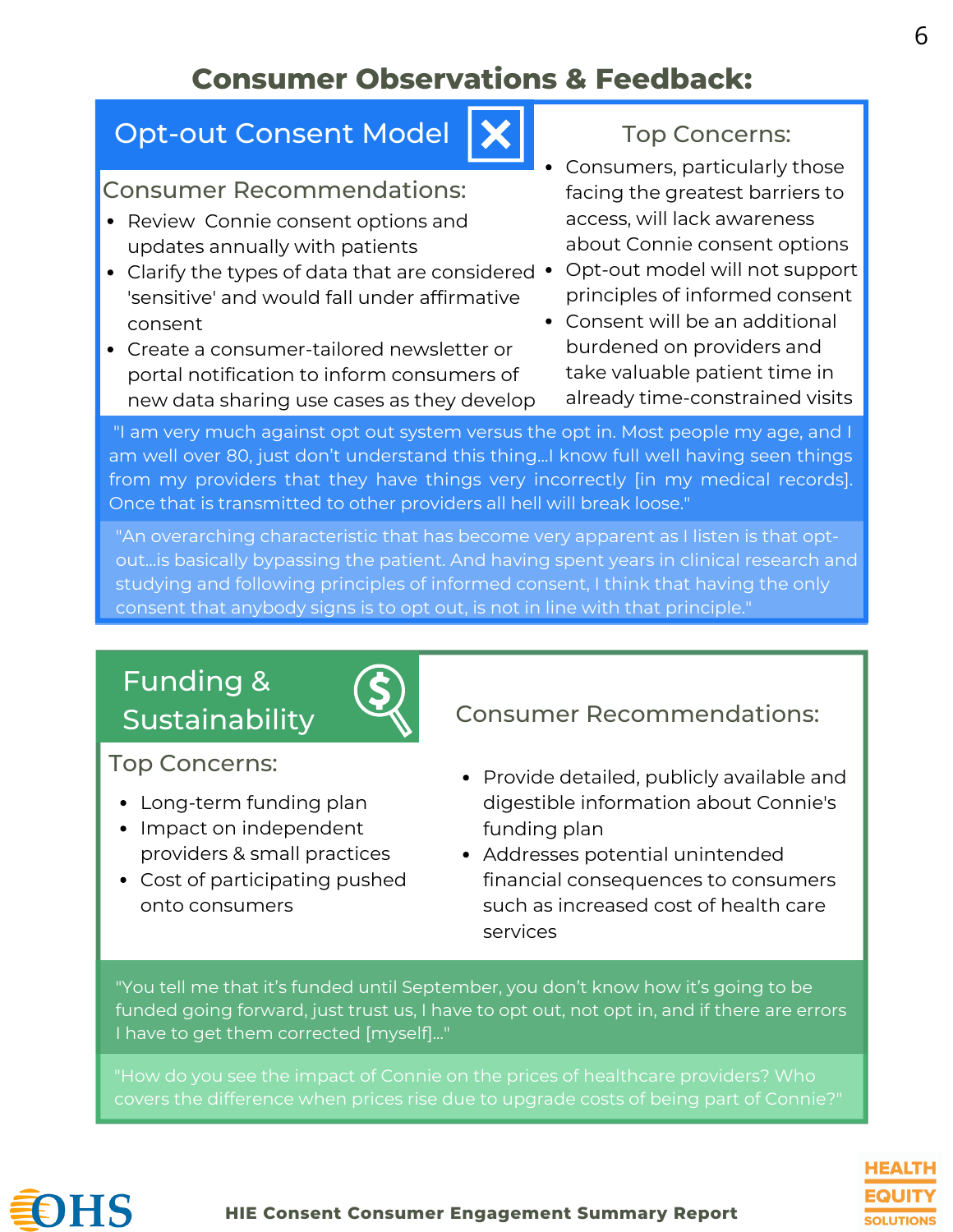# Consumer Observations & Feedback:

## Opt-out Consent Model

### Consumer Recommendations:

- Review Connie consent options and updates annually with patients
- Clarify the types of data that are considered 'sensitive' and would fall under affirmative consent
- Create a consumer-tailored newsletter or portal notification to inform consumers of new data sharing use cases as they develop

### Top Concerns:

- Consumers, particularly those facing the greatest barriers to access, will lack awareness about Connie consent options
- Opt-out model will not support principles of informed consent
- Consent will be an additional burdened on providers and take valuable patient time in already time-constrained visits

"I am very much against opt out system versus the opt in. Most people my age, and I am well over 80, just don't understand this thing...I know full well having seen things from my providers that they have things very incorrectly [in my medical records]. Once that is transmitted to other providers all hell will break loose."

"An overarching characteristic that has become very apparent as I listen is that opt-out...is basically bypassing the patient. And having spent years in clinical research and studying and following principles of informed consent, I think that having the only consent that anybody signs is to opt out, is not in line with that principle."

## Funding & Sustainability

### Top Concerns:

- Long-term funding plan
- Impact on independent providers & small practices
- Cost of participating pushed onto consumers

### Consumer Recommendations:

- Provide detailed, publicly available and digestible information about Connie's funding plan
- Addresses potential unintended financial consequences to consumers such as increased cost of health care services

"You tell me that it's funded until September, you don't know how it's going to be funded going forward, just trust us, I have to opt out, not opt in, and if there are errors I have to get them corrected [myself]..."

"How do you see the impact of Connie on the prices of healthcare providers? Who covers the difference when prices rise due to upgrade costs of being part of Connie?"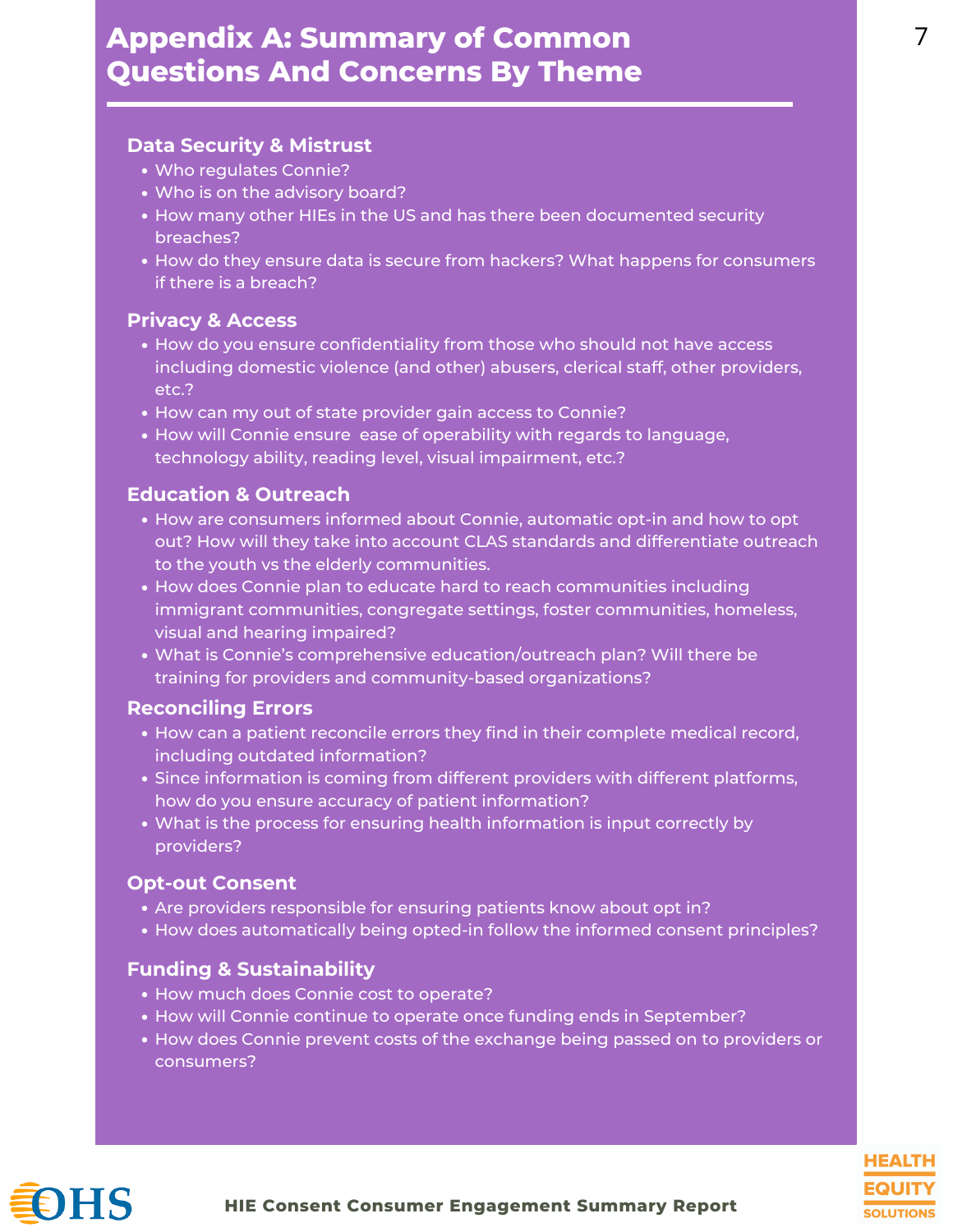# Appendix A: Summary of Common Questions And Concerns By Theme

### Data Security & Mistrust

- Who regulates Connie?
- Who is on the advisory board?
- How many other HIEs in the US and has there been documented security breaches?
- How do they ensure data is secure from hackers? What happens for consumers if there is a breach?

### Privacy & Access

- How do you ensure confidentiality from those who should not have access including domestic violence (and other) abusers, clerical staff, other providers, etc.?
- How can my out of state provider gain access to Connie?
- How will Connie ensure ease of operability with regards to language, technology ability, reading level, visual impairment, etc.?

### Education & Outreach

- How are consumers informed about Connie, automatic opt-in and how to opt out? How will they take into account CLAS standards and differentiate outreach to the youth vs the elderly communities.
- How does Connie plan to educate hard to reach communities including immigrant communities, congregate settings, foster communities, homeless, visual and hearing impaired?
- What is Connie's comprehensive education/outreach plan? Will there be training for providers and community-based organizations?

### Reconciling Errors

- How can a patient reconcile errors they find in their complete medical record, including outdated information?
- Since information is coming from different providers with different platforms, how do you ensure accuracy of patient information?
- What is the process for ensuring health information is input correctly by providers?

### Opt-out Consent

- Are providers responsible for ensuring patients know about opt in?
- How does automatically being opted-in follow the informed consent principles?

### Funding & Sustainability

- How much does Connie cost to operate?
- How will Connie continue to operate once funding ends in September?
- How does Connie prevent costs of the exchange being passed on to providers or consumers?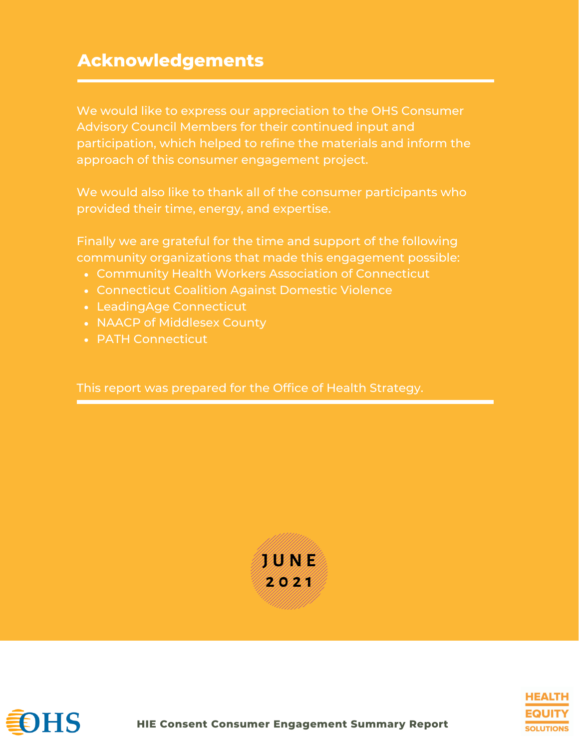## Acknowledgements

We would like to express our appreciation to the OHS Consumer Advisory Council Members for their continued input and participation, which helped to refine the materials and inform the approach of this consumer engagement project.

We would also like to thank all of the consumer participants who provided their time, energy, and expertise.

Finally we are grateful for the time and support of the following community organizations that made this engagement possible:

- Community Health Workers Association of Connecticut
- Connecticut Coalition Against Domestic Violence
- LeadingAge Connecticut
- NAACP of Middlesex County
- PATH Connecticut

This report was prepared for the Office of Health Strategy.

JUNE 2021